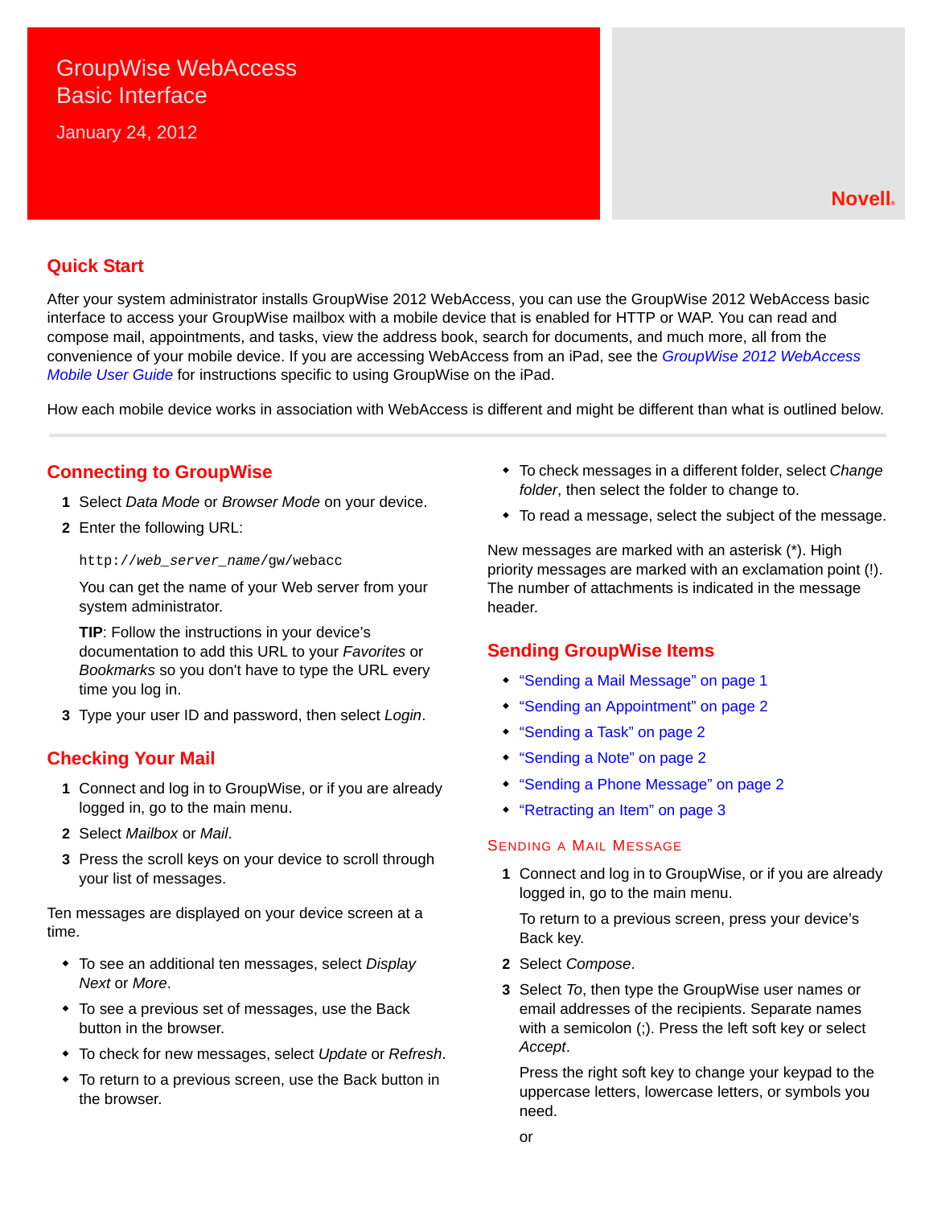# GroupWise WebAccess Basic Interface

January 24, 2012

Novell.

## Quick Start

After your system administrator installs GroupWise 2012 WebAccess, you can use the GroupWise 2012 WebAccess basic interface to access your GroupWise mailbox with a mobile device that is enabled for HTTP or WAP. You can read and compose mail, appointments, and tasks, view the address book, search for documents, and much more, all from the convenience of your mobile device. If you are accessing WebAccess from an iPad, see the *GroupWise 2012 WebAccess Mobile User Guide* for instructions specific to using GroupWise on the iPad.

How each mobile device works in association with WebAccess is different and might be different than what is outlined below.

## Connecting to GroupWise

1. Select *Data Mode* or *Browser Mode* on your device.
2. Enter the following URL:

   ```
   http://web_server_name/gw/webacc
   ```

   You can get the name of your Web server from your system administrator.

   **TIP**: Follow the instructions in your device's documentation to add this URL to your *Favorites* or *Bookmarks* so you don't have to type the URL every time you log in.
3. Type your user ID and password, then select *Login*.

## Checking Your Mail

1. Connect and log in to GroupWise, or if you are already logged in, go to the main menu.
2. Select *Mailbox* or *Mail*.
3. Press the scroll keys on your device to scroll through your list of messages.

Ten messages are displayed on your device screen at a time.

- To see an additional ten messages, select *Display Next* or *More*.
- To see a previous set of messages, use the Back button in the browser.
- To check for new messages, select *Update* or *Refresh*.
- To return to a previous screen, use the Back button in the browser.
- To check messages in a different folder, select *Change folder*, then select the folder to change to.
- To read a message, select the subject of the message.

New messages are marked with an asterisk (*). High priority messages are marked with an exclamation point (!). The number of attachments is indicated in the message header.

## Sending GroupWise Items

- "Sending a Mail Message" on page 1
- "Sending an Appointment" on page 2
- "Sending a Task" on page 2
- "Sending a Note" on page 2
- "Sending a Phone Message" on page 2
- "Retracting an Item" on page 3

### Sending a Mail Message

1. Connect and log in to GroupWise, or if you are already logged in, go to the main menu.

   To return to a previous screen, press your device's Back key.
2. Select *Compose*.
3. Select *To*, then type the GroupWise user names or email addresses of the recipients. Separate names with a semicolon (;). Press the left soft key or select *Accept*.

   Press the right soft key to change your keypad to the uppercase letters, lowercase letters, or symbols you need.

   or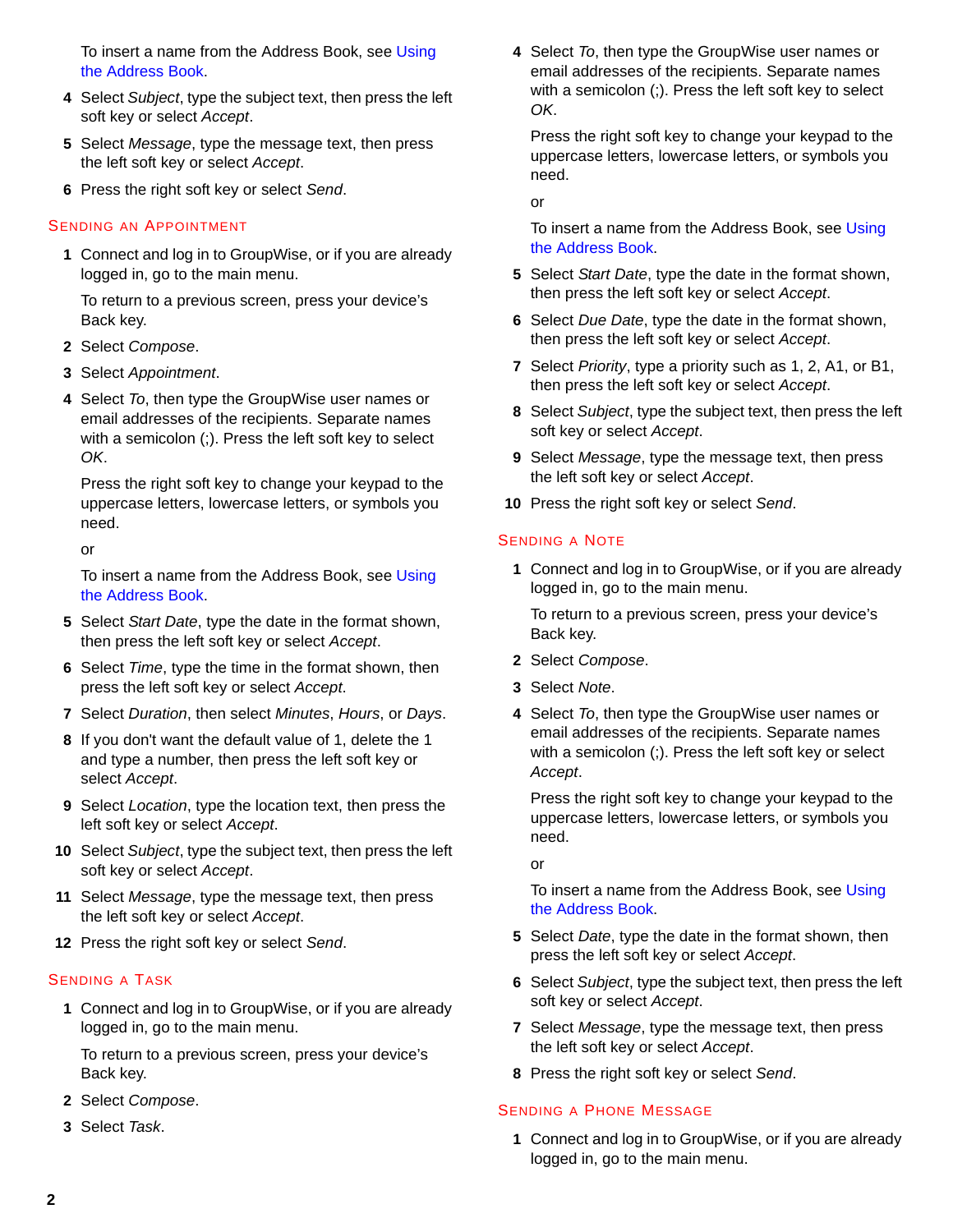To insert a name from the Address Book, see Using the Address Book.

4. Select *Subject*, type the subject text, then press the left soft key or select *Accept*.
5. Select *Message*, type the message text, then press the left soft key or select *Accept*.
6. Press the right soft key or select *Send*.

### Sending an Appointment

1. Connect and log in to GroupWise, or if you are already logged in, go to the main menu.

   To return to a previous screen, press your device's Back key.
2. Select *Compose*.
3. Select *Appointment*.
4. Select *To*, then type the GroupWise user names or email addresses of the recipients. Separate names with a semicolon (;). Press the left soft key to select *OK*.

   Press the right soft key to change your keypad to the uppercase letters, lowercase letters, or symbols you need.

   or

   To insert a name from the Address Book, see Using the Address Book.
5. Select *Start Date*, type the date in the format shown, then press the left soft key or select *Accept*.
6. Select *Time*, type the time in the format shown, then press the left soft key or select *Accept*.
7. Select *Duration*, then select *Minutes*, *Hours*, or *Days*.
8. If you don't want the default value of 1, delete the 1 and type a number, then press the left soft key or select *Accept*.
9. Select *Location*, type the location text, then press the left soft key or select *Accept*.
10. Select *Subject*, type the subject text, then press the left soft key or select *Accept*.
11. Select *Message*, type the message text, then press the left soft key or select *Accept*.
12. Press the right soft key or select *Send*.

### Sending a Task

1. Connect and log in to GroupWise, or if you are already logged in, go to the main menu.

   To return to a previous screen, press your device's Back key.
2. Select *Compose*.
3. Select *Task*.
4. Select *To*, then type the GroupWise user names or email addresses of the recipients. Separate names with a semicolon (;). Press the left soft key to select *OK*.

   Press the right soft key to change your keypad to the uppercase letters, lowercase letters, or symbols you need.

   or

   To insert a name from the Address Book, see Using the Address Book.
5. Select *Start Date*, type the date in the format shown, then press the left soft key or select *Accept*.
6. Select *Due Date*, type the date in the format shown, then press the left soft key or select *Accept*.
7. Select *Priority*, type a priority such as 1, 2, A1, or B1, then press the left soft key or select *Accept*.
8. Select *Subject*, type the subject text, then press the left soft key or select *Accept*.
9. Select *Message*, type the message text, then press the left soft key or select *Accept*.
10. Press the right soft key or select *Send*.

### Sending a Note

1. Connect and log in to GroupWise, or if you are already logged in, go to the main menu.

   To return to a previous screen, press your device's Back key.
2. Select *Compose*.
3. Select *Note*.
4. Select *To*, then type the GroupWise user names or email addresses of the recipients. Separate names with a semicolon (;). Press the left soft key or select *Accept*.

   Press the right soft key to change your keypad to the uppercase letters, lowercase letters, or symbols you need.

   or

   To insert a name from the Address Book, see Using the Address Book.
5. Select *Date*, type the date in the format shown, then press the left soft key or select *Accept*.
6. Select *Subject*, type the subject text, then press the left soft key or select *Accept*.
7. Select *Message*, type the message text, then press the left soft key or select *Accept*.
8. Press the right soft key or select *Send*.

### Sending a Phone Message

1. Connect and log in to GroupWise, or if you are already logged in, go to the main menu.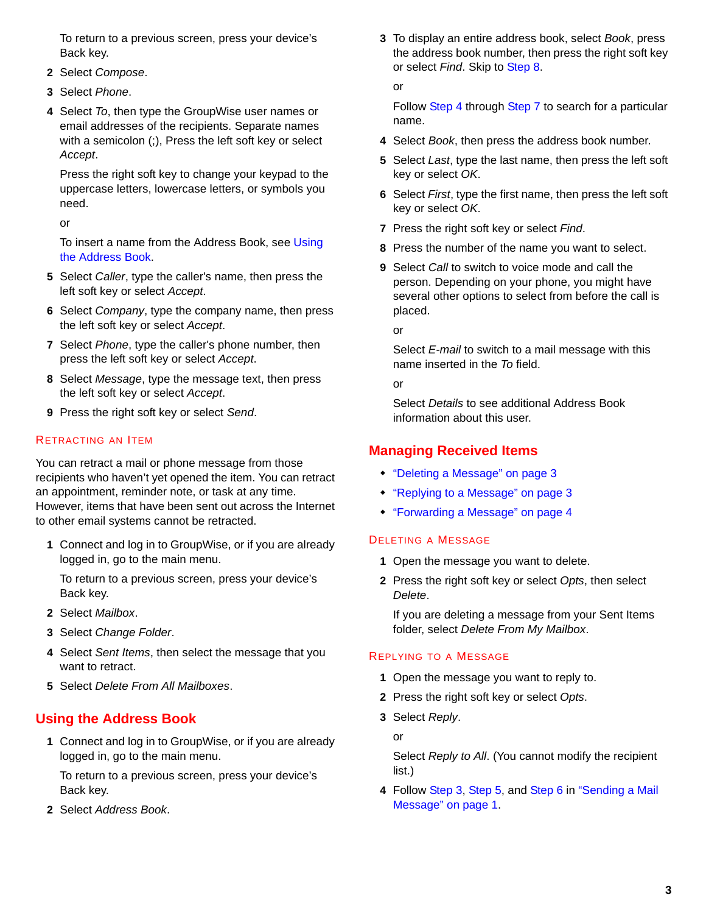To return to a previous screen, press your device's Back key.

2 Select *Compose*.

3 Select *Phone*.

4 Select *To*, then type the GroupWise user names or email addresses of the recipients. Separate names with a semicolon (;), Press the left soft key or select *Accept*.

   Press the right soft key to change your keypad to the uppercase letters, lowercase letters, or symbols you need.

   or

   To insert a name from the Address Book, see Using the Address Book.

5 Select *Caller*, type the caller's name, then press the left soft key or select *Accept*.

6 Select *Company*, type the company name, then press the left soft key or select *Accept*.

7 Select *Phone*, type the caller's phone number, then press the left soft key or select *Accept*.

8 Select *Message*, type the message text, then press the left soft key or select *Accept*.

9 Press the right soft key or select *Send*.

### Retracting an Item

You can retract a mail or phone message from those recipients who haven't yet opened the item. You can retract an appointment, reminder note, or task at any time. However, items that have been sent out across the Internet to other email systems cannot be retracted.

1 Connect and log in to GroupWise, or if you are already logged in, go to the main menu.

   To return to a previous screen, press your device's Back key.

2 Select *Mailbox*.

3 Select *Change Folder*.

4 Select *Sent Items*, then select the message that you want to retract.

5 Select *Delete From All Mailboxes*.

## Using the Address Book

1 Connect and log in to GroupWise, or if you are already logged in, go to the main menu.

   To return to a previous screen, press your device's Back key.

2 Select *Address Book*.

3 To display an entire address book, select *Book*, press the address book number, then press the right soft key or select *Find*. Skip to Step 8.

   or

   Follow Step 4 through Step 7 to search for a particular name.

4 Select *Book*, then press the address book number.

5 Select *Last*, type the last name, then press the left soft key or select *OK*.

6 Select *First*, type the first name, then press the left soft key or select *OK*.

7 Press the right soft key or select *Find*.

8 Press the number of the name you want to select.

9 Select *Call* to switch to voice mode and call the person. Depending on your phone, you might have several other options to select from before the call is placed.

   or

   Select *E-mail* to switch to a mail message with this name inserted in the *To* field.

   or

   Select *Details* to see additional Address Book information about this user.

## Managing Received Items

- "Deleting a Message" on page 3
- "Replying to a Message" on page 3
- "Forwarding a Message" on page 4

### Deleting a Message

1 Open the message you want to delete.

2 Press the right soft key or select *Opts*, then select *Delete*.

   If you are deleting a message from your Sent Items folder, select *Delete From My Mailbox*.

### Replying to a Message

1 Open the message you want to reply to.

2 Press the right soft key or select *Opts*.

3 Select *Reply*.

   or

   Select *Reply to All*. (You cannot modify the recipient list.)

4 Follow Step 3, Step 5, and Step 6 in "Sending a Mail Message" on page 1.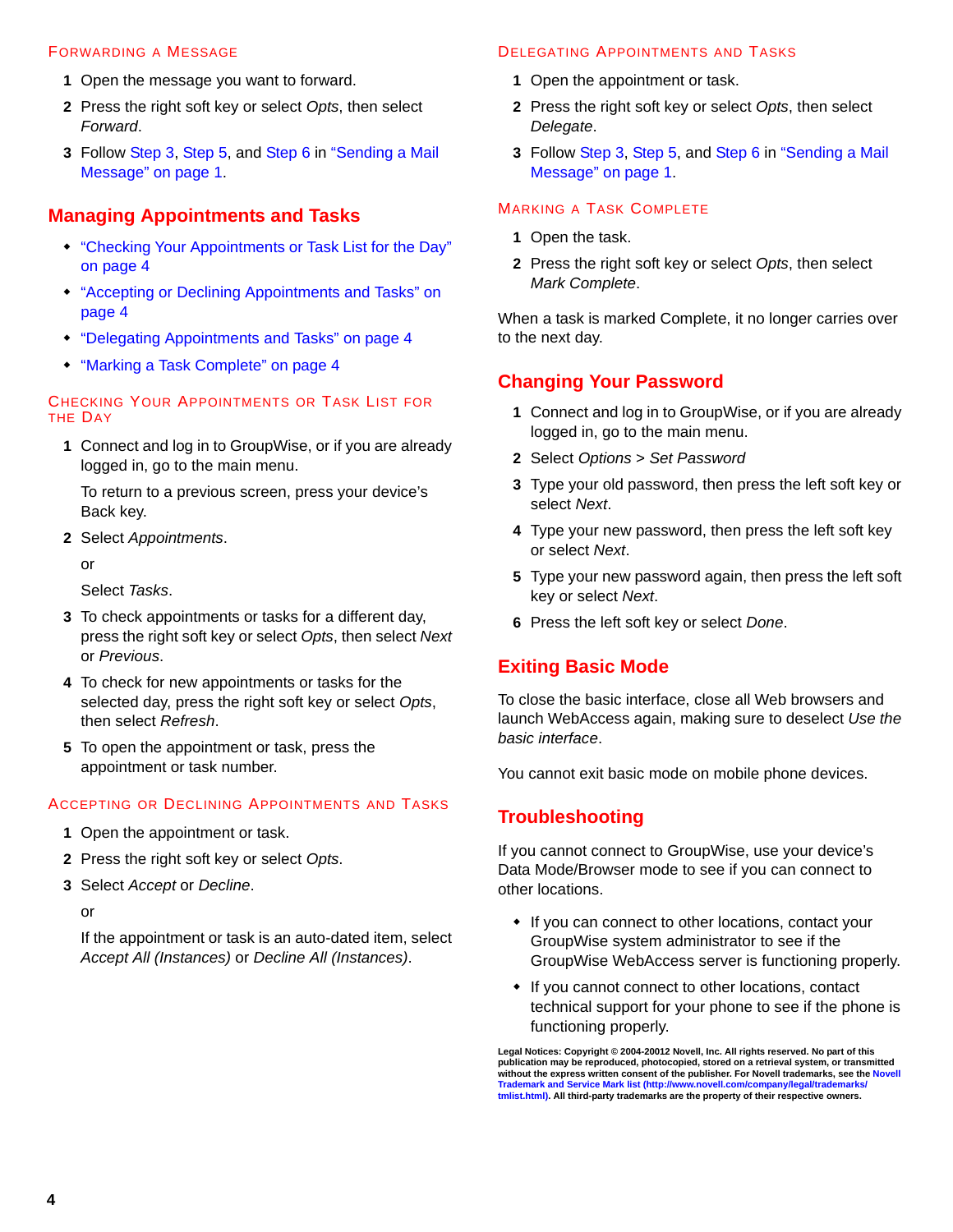### Forwarding a Message

1. Open the message you want to forward.
2. Press the right soft key or select *Opts*, then select *Forward*.
3. Follow Step 3, Step 5, and Step 6 in "Sending a Mail Message" on page 1.

## Managing Appointments and Tasks

- "Checking Your Appointments or Task List for the Day" on page 4
- "Accepting or Declining Appointments and Tasks" on page 4
- "Delegating Appointments and Tasks" on page 4
- "Marking a Task Complete" on page 4

### Checking Your Appointments or Task List for the Day

1. Connect and log in to GroupWise, or if you are already logged in, go to the main menu.

   To return to a previous screen, press your device's Back key.
2. Select *Appointments*.

   or

   Select *Tasks*.
3. To check appointments or tasks for a different day, press the right soft key or select *Opts*, then select *Next* or *Previous*.
4. To check for new appointments or tasks for the selected day, press the right soft key or select *Opts*, then select *Refresh*.
5. To open the appointment or task, press the appointment or task number.

### Accepting or Declining Appointments and Tasks

1. Open the appointment or task.
2. Press the right soft key or select *Opts*.
3. Select *Accept* or *Decline*.

   or

   If the appointment or task is an auto-dated item, select *Accept All (Instances)* or *Decline All (Instances)*.

### Delegating Appointments and Tasks

1. Open the appointment or task.
2. Press the right soft key or select *Opts*, then select *Delegate*.
3. Follow Step 3, Step 5, and Step 6 in "Sending a Mail Message" on page 1.

### Marking a Task Complete

1. Open the task.
2. Press the right soft key or select *Opts*, then select *Mark Complete*.

When a task is marked Complete, it no longer carries over to the next day.

## Changing Your Password

1. Connect and log in to GroupWise, or if you are already logged in, go to the main menu.
2. Select *Options > Set Password*
3. Type your old password, then press the left soft key or select *Next*.
4. Type your new password, then press the left soft key or select *Next*.
5. Type your new password again, then press the left soft key or select *Next*.
6. Press the left soft key or select *Done*.

## Exiting Basic Mode

To close the basic interface, close all Web browsers and launch WebAccess again, making sure to deselect *Use the basic interface*.

You cannot exit basic mode on mobile phone devices.

## Troubleshooting

If you cannot connect to GroupWise, use your device's Data Mode/Browser mode to see if you can connect to other locations.

- If you can connect to other locations, contact your GroupWise system administrator to see if the GroupWise WebAccess server is functioning properly.
- If you cannot connect to other locations, contact technical support for your phone to see if the phone is functioning properly.

**Legal Notices: Copyright © 2004-20012 Novell, Inc. All rights reserved. No part of this publication may be reproduced, photocopied, stored on a retrieval system, or transmitted without the express written consent of the publisher. For Novell trademarks, see the Novell Trademark and Service Mark list (http://www.novell.com/company/legal/trademarks/tmlist.html). All third-party trademarks are the property of their respective owners.**